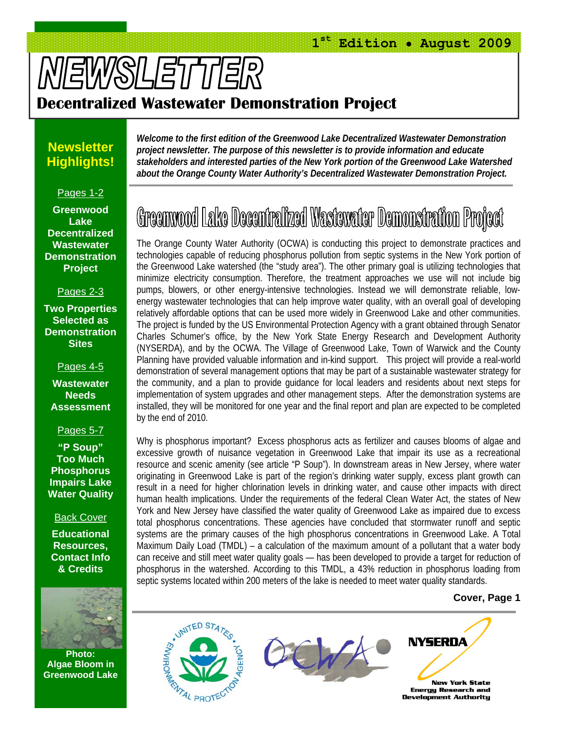1st Edition • August 2009

# NEWSLETTER

## Decentralized Wastewater Demonstration Project

### Newsletter Highlights!

Pages 1-2
**Greenwood Lake Decentralized Wastewater Demonstration Project**

Pages 2-3
**Two Properties Selected as Demonstration Sites**

Pages 4-5
**Wastewater Needs Assessment**

Pages 5-7
**"P Soup" Too Much Phosphorus Impairs Lake Water Quality**

Back Cover
**Educational Resources, Contact Info & Credits**

**Photo: Algae Bloom in Greenwood Lake**

***Welcome to the first edition of the Greenwood Lake Decentralized Wastewater Demonstration project newsletter. The purpose of this newsletter is to provide information and educate stakeholders and interested parties of the New York portion of the Greenwood Lake Watershed about the Orange County Water Authority's Decentralized Wastewater Demonstration Project.***

## Greenwood Lake Decentralized Wastewater Demonstration Project

The Orange County Water Authority (OCWA) is conducting this project to demonstrate practices and technologies capable of reducing phosphorus pollution from septic systems in the New York portion of the Greenwood Lake watershed (the "study area"). The other primary goal is utilizing technologies that minimize electricity consumption. Therefore, the treatment approaches we use will not include big pumps, blowers, or other energy-intensive technologies. Instead we will demonstrate reliable, low-energy wastewater technologies that can help improve water quality, with an overall goal of developing relatively affordable options that can be used more widely in Greenwood Lake and other communities. The project is funded by the US Environmental Protection Agency with a grant obtained through Senator Charles Schumer's office, by the New York State Energy Research and Development Authority (NYSERDA), and by the OCWA. The Village of Greenwood Lake, Town of Warwick and the County Planning have provided valuable information and in-kind support. This project will provide a real-world demonstration of several management options that may be part of a sustainable wastewater strategy for the community, and a plan to provide guidance for local leaders and residents about next steps for implementation of system upgrades and other management steps. After the demonstration systems are installed, they will be monitored for one year and the final report and plan are expected to be completed by the end of 2010.

Why is phosphorus important? Excess phosphorus acts as fertilizer and causes blooms of algae and excessive growth of nuisance vegetation in Greenwood Lake that impair its use as a recreational resource and scenic amenity (see article "P Soup"). In downstream areas in New Jersey, where water originating in Greenwood Lake is part of the region's drinking water supply, excess plant growth can result in a need for higher chlorination levels in drinking water, and cause other impacts with direct human health implications. Under the requirements of the federal Clean Water Act, the states of New York and New Jersey have classified the water quality of Greenwood Lake as impaired due to excess total phosphorus concentrations. These agencies have concluded that stormwater runoff and septic systems are the primary causes of the high phosphorus concentrations in Greenwood Lake. A Total Maximum Daily Load (TMDL) – a calculation of the maximum amount of a pollutant that a water body can receive and still meet water quality goals — has been developed to provide a target for reduction of phosphorus in the watershed. According to this TMDL, a 43% reduction in phosphorus loading from septic systems located within 200 meters of the lake is needed to meet water quality standards.

**Cover, Page 1**

NYSERDA
New York State Energy Research and Development Authority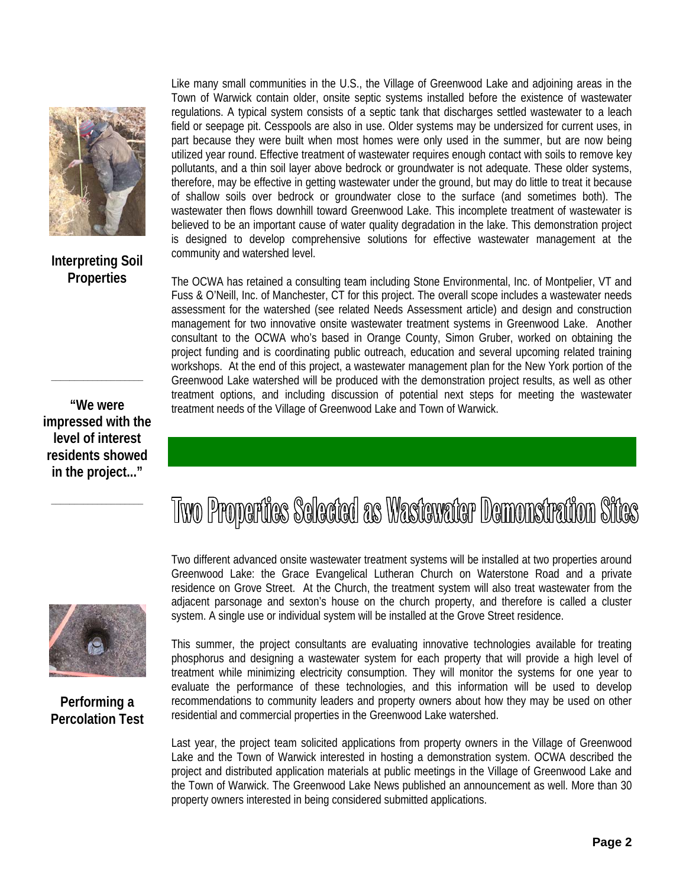Like many small communities in the U.S., the Village of Greenwood Lake and adjoining areas in the Town of Warwick contain older, onsite septic systems installed before the existence of wastewater regulations. A typical system consists of a septic tank that discharges settled wastewater to a leach field or seepage pit. Cesspools are also in use. Older systems may be undersized for current uses, in part because they were built when most homes were only used in the summer, but are now being utilized year round. Effective treatment of wastewater requires enough contact with soils to remove key pollutants, and a thin soil layer above bedrock or groundwater is not adequate. These older systems, therefore, may be effective in getting wastewater under the ground, but may do little to treat it because of shallow soils over bedrock or groundwater close to the surface (and sometimes both). The wastewater then flows downhill toward Greenwood Lake. This incomplete treatment of wastewater is believed to be an important cause of water quality degradation in the lake. This demonstration project is designed to develop comprehensive solutions for effective wastewater management at the community and watershed level.

**Interpreting Soil Properties**

The OCWA has retained a consulting team including Stone Environmental, Inc. of Montpelier, VT and Fuss & O'Neill, Inc. of Manchester, CT for this project. The overall scope includes a wastewater needs assessment for the watershed (see related Needs Assessment article) and design and construction management for two innovative onsite wastewater treatment systems in Greenwood Lake. Another consultant to the OCWA who's based in Orange County, Simon Gruber, worked on obtaining the project funding and is coordinating public outreach, education and several upcoming related training workshops. At the end of this project, a wastewater management plan for the New York portion of the Greenwood Lake watershed will be produced with the demonstration project results, as well as other treatment options, and including discussion of potential next steps for meeting the wastewater treatment needs of the Village of Greenwood Lake and Town of Warwick.

**"We were impressed with the level of interest residents showed in the project..."**

# Two Properties Selected as Wastewater Demonstration Sites

Two different advanced onsite wastewater treatment systems will be installed at two properties around Greenwood Lake: the Grace Evangelical Lutheran Church on Waterstone Road and a private residence on Grove Street. At the Church, the treatment system will also treat wastewater from the adjacent parsonage and sexton's house on the church property, and therefore is called a cluster system. A single use or individual system will be installed at the Grove Street residence.

**Performing a Percolation Test**

This summer, the project consultants are evaluating innovative technologies available for treating phosphorus and designing a wastewater system for each property that will provide a high level of treatment while minimizing electricity consumption. They will monitor the systems for one year to evaluate the performance of these technologies, and this information will be used to develop recommendations to community leaders and property owners about how they may be used on other residential and commercial properties in the Greenwood Lake watershed.

Last year, the project team solicited applications from property owners in the Village of Greenwood Lake and the Town of Warwick interested in hosting a demonstration system. OCWA described the project and distributed application materials at public meetings in the Village of Greenwood Lake and the Town of Warwick. The Greenwood Lake News published an announcement as well. More than 30 property owners interested in being considered submitted applications.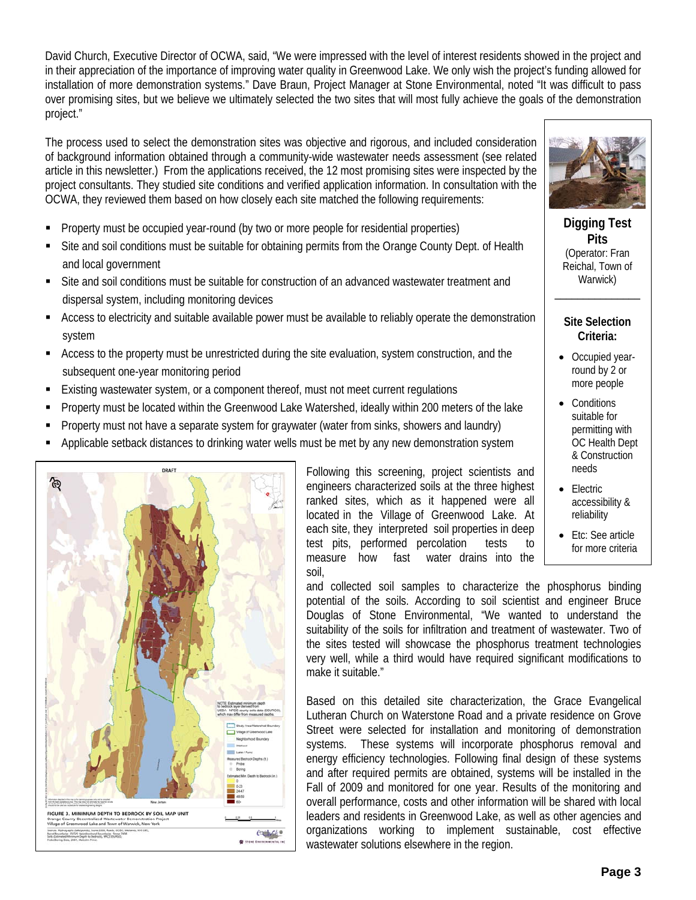David Church, Executive Director of OCWA, said, "We were impressed with the level of interest residents showed in the project and in their appreciation of the importance of improving water quality in Greenwood Lake. We only wish the project's funding allowed for installation of more demonstration systems." Dave Braun, Project Manager at Stone Environmental, noted "It was difficult to pass over promising sites, but we believe we ultimately selected the two sites that will most fully achieve the goals of the demonstration project."

The process used to select the demonstration sites was objective and rigorous, and included consideration of background information obtained through a community-wide wastewater needs assessment (see related article in this newsletter.) From the applications received, the 12 most promising sites were inspected by the project consultants. They studied site conditions and verified application information. In consultation with the OCWA, they reviewed them based on how closely each site matched the following requirements:

- Property must be occupied year-round (by two or more people for residential properties)
- Site and soil conditions must be suitable for obtaining permits from the Orange County Dept. of Health and local government
- Site and soil conditions must be suitable for construction of an advanced wastewater treatment and dispersal system, including monitoring devices
- Access to electricity and suitable available power must be available to reliably operate the demonstration system
- Access to the property must be unrestricted during the site evaluation, system construction, and the subsequent one-year monitoring period
- Existing wastewater system, or a component thereof, must not meet current regulations
- Property must be located within the Greenwood Lake Watershed, ideally within 200 meters of the lake
- Property must not have a separate system for graywater (water from sinks, showers and laundry)
- Applicable setback distances to drinking water wells must be met by any new demonstration system

**Digging Test Pits**
(Operator: Fran Reichal, Town of Warwick)

**Site Selection Criteria:**

- Occupied year-round by 2 or more people
- Conditions suitable for permitting with OC Health Dept & Construction needs
- Electric accessibility & reliability
- Etc: See article for more criteria

Following this screening, project scientists and engineers characterized soils at the three highest ranked sites, which as it happened were all located in the Village of Greenwood Lake. At each site, they interpreted soil properties in deep test pits, performed percolation tests to measure how fast water drains into the soil, and collected soil samples to characterize the phosphorus binding potential of the soils. According to soil scientist and engineer Bruce Douglas of Stone Environmental, "We wanted to understand the suitability of the soils for infiltration and treatment of wastewater. Two of the sites tested will showcase the phosphorus treatment technologies very well, while a third would have required significant modifications to make it suitable."

FIGURE 3. MINIMUM DEPTH TO BEDROCK BY SOIL MAP UNIT
Orange County Decentralized Wastewater Demonstration Project
Village of Greenwood Lake and Town of Warwick, New York

Based on this detailed site characterization, the Grace Evangelical Lutheran Church on Waterstone Road and a private residence on Grove Street were selected for installation and monitoring of demonstration systems. These systems will incorporate phosphorus removal and energy efficiency technologies. Following final design of these systems and after required permits are obtained, systems will be installed in the Fall of 2009 and monitored for one year. Results of the monitoring and overall performance, costs and other information will be shared with local leaders and residents in Greenwood Lake, as well as other agencies and organizations working to implement sustainable, cost effective wastewater solutions elsewhere in the region.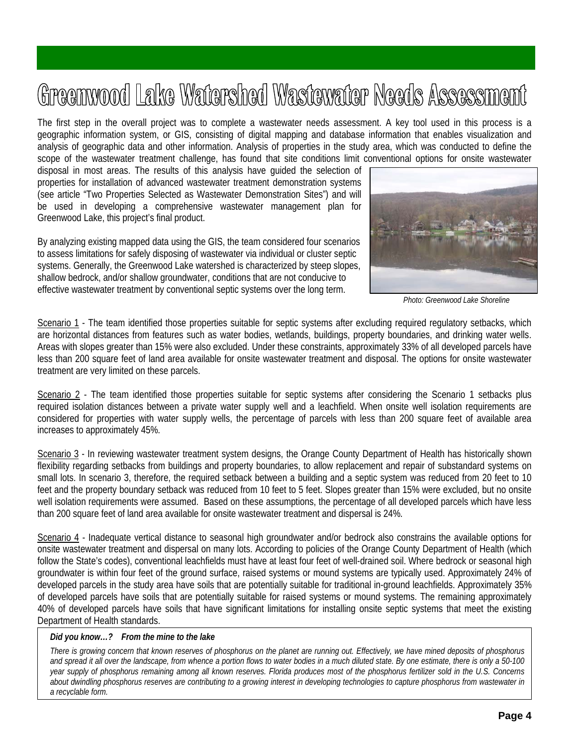# Greenwood Lake Watershed Wastewater Needs Assessment

The first step in the overall project was to complete a wastewater needs assessment. A key tool used in this process is a geographic information system, or GIS, consisting of digital mapping and database information that enables visualization and analysis of geographic data and other information. Analysis of properties in the study area, which was conducted to define the scope of the wastewater treatment challenge, has found that site conditions limit conventional options for onsite wastewater disposal in most areas. The results of this analysis have guided the selection of properties for installation of advanced wastewater treatment demonstration systems (see article "Two Properties Selected as Wastewater Demonstration Sites") and will be used in developing a comprehensive wastewater management plan for Greenwood Lake, this project's final product.

By analyzing existing mapped data using the GIS, the team considered four scenarios to assess limitations for safely disposing of wastewater via individual or cluster septic systems. Generally, the Greenwood Lake watershed is characterized by steep slopes, shallow bedrock, and/or shallow groundwater, conditions that are not conducive to effective wastewater treatment by conventional septic systems over the long term.

*Photo: Greenwood Lake Shoreline*

Scenario 1 - The team identified those properties suitable for septic systems after excluding required regulatory setbacks, which are horizontal distances from features such as water bodies, wetlands, buildings, property boundaries, and drinking water wells. Areas with slopes greater than 15% were also excluded. Under these constraints, approximately 33% of all developed parcels have less than 200 square feet of land area available for onsite wastewater treatment and disposal. The options for onsite wastewater treatment are very limited on these parcels.

Scenario 2 - The team identified those properties suitable for septic systems after considering the Scenario 1 setbacks plus required isolation distances between a private water supply well and a leachfield. When onsite well isolation requirements are considered for properties with water supply wells, the percentage of parcels with less than 200 square feet of available area increases to approximately 45%.

Scenario 3 - In reviewing wastewater treatment system designs, the Orange County Department of Health has historically shown flexibility regarding setbacks from buildings and property boundaries, to allow replacement and repair of substandard systems on small lots. In scenario 3, therefore, the required setback between a building and a septic system was reduced from 20 feet to 10 feet and the property boundary setback was reduced from 10 feet to 5 feet. Slopes greater than 15% were excluded, but no onsite well isolation requirements were assumed. Based on these assumptions, the percentage of all developed parcels which have less than 200 square feet of land area available for onsite wastewater treatment and dispersal is 24%.

Scenario 4 - Inadequate vertical distance to seasonal high groundwater and/or bedrock also constrains the available options for onsite wastewater treatment and dispersal on many lots. According to policies of the Orange County Department of Health (which follow the State's codes), conventional leachfields must have at least four feet of well-drained soil. Where bedrock or seasonal high groundwater is within four feet of the ground surface, raised systems or mound systems are typically used. Approximately 24% of developed parcels in the study area have soils that are potentially suitable for traditional in-ground leachfields. Approximately 35% of developed parcels have soils that are potentially suitable for raised systems or mound systems. The remaining approximately 40% of developed parcels have soils that have significant limitations for installing onsite septic systems that meet the existing Department of Health standards.

***Did you know…? From the mine to the lake***

*There is growing concern that known reserves of phosphorus on the planet are running out. Effectively, we have mined deposits of phosphorus and spread it all over the landscape, from whence a portion flows to water bodies in a much diluted state. By one estimate, there is only a 50-100 year supply of phosphorus remaining among all known reserves. Florida produces most of the phosphorus fertilizer sold in the U.S. Concerns about dwindling phosphorus reserves are contributing to a growing interest in developing technologies to capture phosphorus from wastewater in a recyclable form.*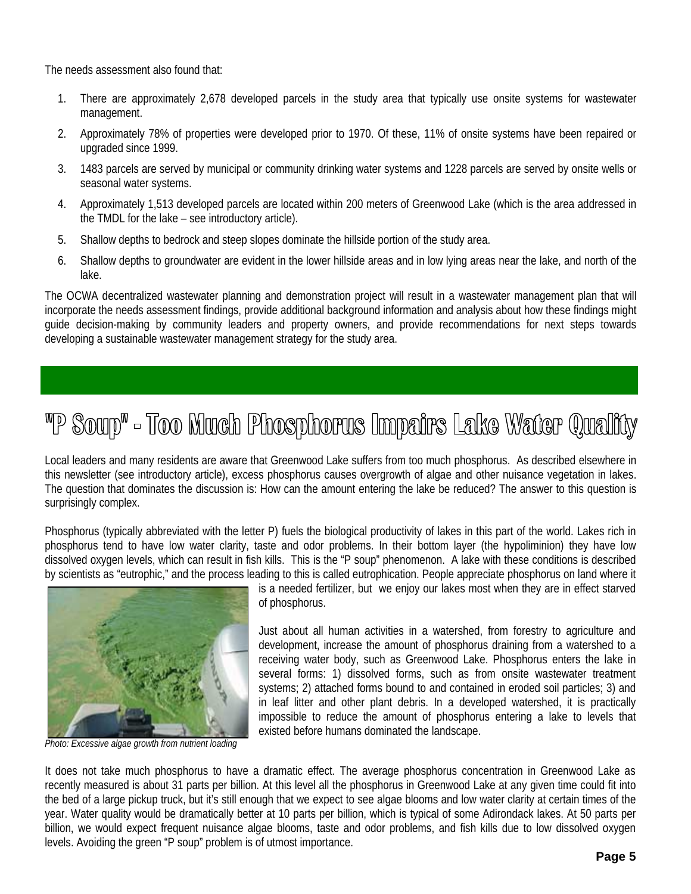The needs assessment also found that:

1. There are approximately 2,678 developed parcels in the study area that typically use onsite systems for wastewater management.
2. Approximately 78% of properties were developed prior to 1970. Of these, 11% of onsite systems have been repaired or upgraded since 1999.
3. 1483 parcels are served by municipal or community drinking water systems and 1228 parcels are served by onsite wells or seasonal water systems.
4. Approximately 1,513 developed parcels are located within 200 meters of Greenwood Lake (which is the area addressed in the TMDL for the lake – see introductory article).
5. Shallow depths to bedrock and steep slopes dominate the hillside portion of the study area.
6. Shallow depths to groundwater are evident in the lower hillside areas and in low lying areas near the lake, and north of the lake.

The OCWA decentralized wastewater planning and demonstration project will result in a wastewater management plan that will incorporate the needs assessment findings, provide additional background information and analysis about how these findings might guide decision-making by community leaders and property owners, and provide recommendations for next steps towards developing a sustainable wastewater management strategy for the study area.

# "P Soup" - Too Much Phosphorus Impairs Lake Water Quality

Local leaders and many residents are aware that Greenwood Lake suffers from too much phosphorus. As described elsewhere in this newsletter (see introductory article), excess phosphorus causes overgrowth of algae and other nuisance vegetation in lakes. The question that dominates the discussion is: How can the amount entering the lake be reduced? The answer to this question is surprisingly complex.

Phosphorus (typically abbreviated with the letter P) fuels the biological productivity of lakes in this part of the world. Lakes rich in phosphorus tend to have low water clarity, taste and odor problems. In their bottom layer (the hypoliminion) they have low dissolved oxygen levels, which can result in fish kills. This is the "P soup" phenomenon. A lake with these conditions is described by scientists as "eutrophic," and the process leading to this is called eutrophication. People appreciate phosphorus on land where it is a needed fertilizer, but we enjoy our lakes most when they are in effect starved of phosphorus.

*Photo: Excessive algae growth from nutrient loading*

Just about all human activities in a watershed, from forestry to agriculture and development, increase the amount of phosphorus draining from a watershed to a receiving water body, such as Greenwood Lake. Phosphorus enters the lake in several forms: 1) dissolved forms, such as from onsite wastewater treatment systems; 2) attached forms bound to and contained in eroded soil particles; 3) and in leaf litter and other plant debris. In a developed watershed, it is practically impossible to reduce the amount of phosphorus entering a lake to levels that existed before humans dominated the landscape.

It does not take much phosphorus to have a dramatic effect. The average phosphorus concentration in Greenwood Lake as recently measured is about 31 parts per billion. At this level all the phosphorus in Greenwood Lake at any given time could fit into the bed of a large pickup truck, but it's still enough that we expect to see algae blooms and low water clarity at certain times of the year. Water quality would be dramatically better at 10 parts per billion, which is typical of some Adirondack lakes. At 50 parts per billion, we would expect frequent nuisance algae blooms, taste and odor problems, and fish kills due to low dissolved oxygen levels. Avoiding the green "P soup" problem is of utmost importance.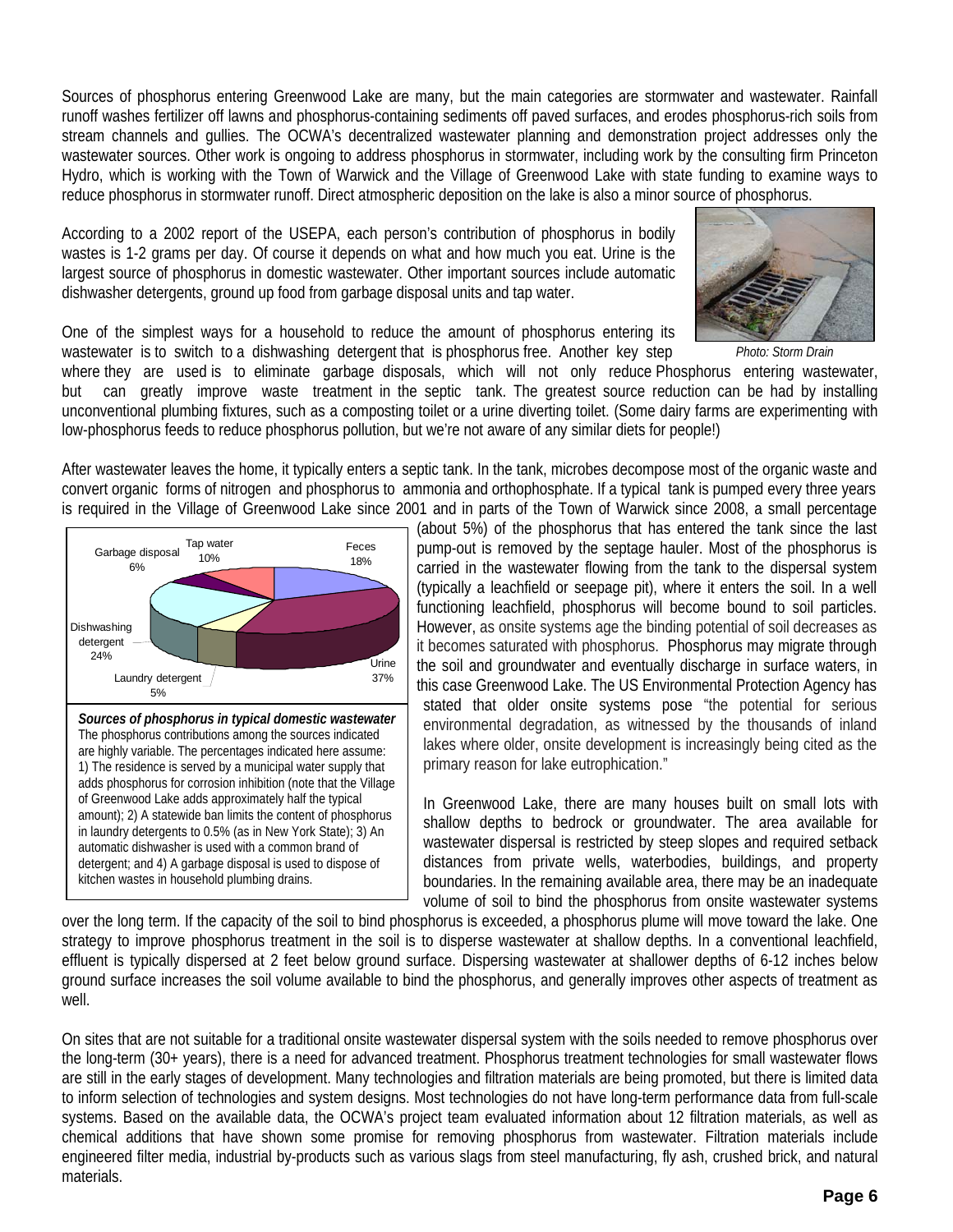Sources of phosphorus entering Greenwood Lake are many, but the main categories are stormwater and wastewater. Rainfall runoff washes fertilizer off lawns and phosphorus-containing sediments off paved surfaces, and erodes phosphorus-rich soils from stream channels and gullies. The OCWA's decentralized wastewater planning and demonstration project addresses only the wastewater sources. Other work is ongoing to address phosphorus in stormwater, including work by the consulting firm Princeton Hydro, which is working with the Town of Warwick and the Village of Greenwood Lake with state funding to examine ways to reduce phosphorus in stormwater runoff. Direct atmospheric deposition on the lake is also a minor source of phosphorus.

According to a 2002 report of the USEPA, each person's contribution of phosphorus in bodily wastes is 1-2 grams per day. Of course it depends on what and how much you eat. Urine is the largest source of phosphorus in domestic wastewater. Other important sources include automatic dishwasher detergents, ground up food from garbage disposal units and tap water.

*Photo: Storm Drain*

One of the simplest ways for a household to reduce the amount of phosphorus entering its wastewater is to switch to a dishwashing detergent that is phosphorus free. Another key step where they are used is to eliminate garbage disposals, which will not only reduce Phosphorus entering wastewater, but can greatly improve waste treatment in the septic tank. The greatest source reduction can be had by installing unconventional plumbing fixtures, such as a composting toilet or a urine diverting toilet. (Some dairy farms are experimenting with low-phosphorus feeds to reduce phosphorus pollution, but we're not aware of any similar diets for people!)

After wastewater leaves the home, it typically enters a septic tank. In the tank, microbes decompose most of the organic waste and convert organic forms of nitrogen and phosphorus to ammonia and orthophosphate. If a typical tank is pumped every three years is required in the Village of Greenwood Lake since 2001 and in parts of the Town of Warwick since 2008, a small percentage (about 5%) of the phosphorus that has entered the tank since the last pump-out is removed by the septage hauler. Most of the phosphorus is carried in the wastewater flowing from the tank to the dispersal system (typically a leachfield or seepage pit), where it enters the soil. In a well functioning leachfield, phosphorus will become bound to soil particles. However, as onsite systems age the binding potential of soil decreases as it becomes saturated with phosphorus. Phosphorus may migrate through the soil and groundwater and eventually discharge in surface waters, in this case Greenwood Lake. The US Environmental Protection Agency has stated that older onsite systems pose "the potential for serious environmental degradation, as witnessed by the thousands of inland lakes where older, onsite development is increasingly being cited as the primary reason for lake eutrophication."

| Source | Percentage |
|---|---|
| Urine | 37% |
| Dishwashing detergent | 24% |
| Feces | 18% |
| Tap water | 10% |
| Garbage disposal | 6% |
| Laundry detergent | 5% |

***Sources of phosphorus in typical domestic wastewater***
The phosphorus contributions among the sources indicated are highly variable. The percentages indicated here assume: 1) The residence is served by a municipal water supply that adds phosphorus for corrosion inhibition (note that the Village of Greenwood Lake adds approximately half the typical amount); 2) A statewide ban limits the content of phosphorus in laundry detergents to 0.5% (as in New York State); 3) An automatic dishwasher is used with a common brand of detergent; and 4) A garbage disposal is used to dispose of kitchen wastes in household plumbing drains.

In Greenwood Lake, there are many houses built on small lots with shallow depths to bedrock or groundwater. The area available for wastewater dispersal is restricted by steep slopes and required setback distances from private wells, waterbodies, buildings, and property boundaries. In the remaining available area, there may be an inadequate volume of soil to bind the phosphorus from onsite wastewater systems over the long term. If the capacity of the soil to bind phosphorus is exceeded, a phosphorus plume will move toward the lake. One strategy to improve phosphorus treatment in the soil is to disperse wastewater at shallow depths. In a conventional leachfield, effluent is typically dispersed at 2 feet below ground surface. Dispersing wastewater at shallower depths of 6-12 inches below ground surface increases the soil volume available to bind the phosphorus, and generally improves other aspects of treatment as well.

On sites that are not suitable for a traditional onsite wastewater dispersal system with the soils needed to remove phosphorus over the long-term (30+ years), there is a need for advanced treatment. Phosphorus treatment technologies for small wastewater flows are still in the early stages of development. Many technologies and filtration materials are being promoted, but there is limited data to inform selection of technologies and system designs. Most technologies do not have long-term performance data from full-scale systems. Based on the available data, the OCWA's project team evaluated information about 12 filtration materials, as well as chemical additions that have shown some promise for removing phosphorus from wastewater. Filtration materials include engineered filter media, industrial by-products such as various slags from steel manufacturing, fly ash, crushed brick, and natural materials.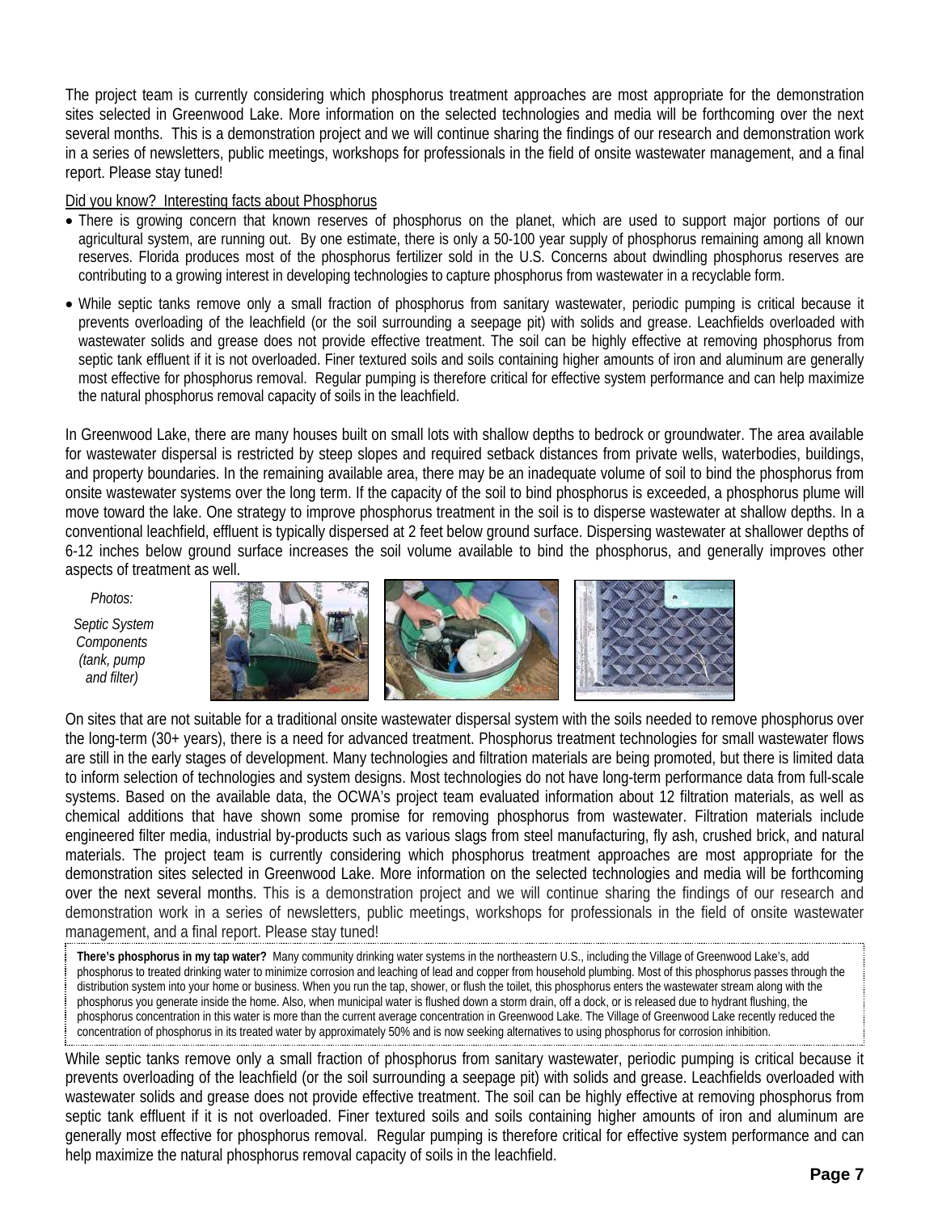The project team is currently considering which phosphorus treatment approaches are most appropriate for the demonstration sites selected in Greenwood Lake. More information on the selected technologies and media will be forthcoming over the next several months. This is a demonstration project and we will continue sharing the findings of our research and demonstration work in a series of newsletters, public meetings, workshops for professionals in the field of onsite wastewater management, and a final report. Please stay tuned!

Did you know? Interesting facts about Phosphorus

- There is growing concern that known reserves of phosphorus on the planet, which are used to support major portions of our agricultural system, are running out. By one estimate, there is only a 50-100 year supply of phosphorus remaining among all known reserves. Florida produces most of the phosphorus fertilizer sold in the U.S. Concerns about dwindling phosphorus reserves are contributing to a growing interest in developing technologies to capture phosphorus from wastewater in a recyclable form.
- While septic tanks remove only a small fraction of phosphorus from sanitary wastewater, periodic pumping is critical because it prevents overloading of the leachfield (or the soil surrounding a seepage pit) with solids and grease. Leachfields overloaded with wastewater solids and grease does not provide effective treatment. The soil can be highly effective at removing phosphorus from septic tank effluent if it is not overloaded. Finer textured soils and soils containing higher amounts of iron and aluminum are generally most effective for phosphorus removal. Regular pumping is therefore critical for effective system performance and can help maximize the natural phosphorus removal capacity of soils in the leachfield.

In Greenwood Lake, there are many houses built on small lots with shallow depths to bedrock or groundwater. The area available for wastewater dispersal is restricted by steep slopes and required setback distances from private wells, waterbodies, buildings, and property boundaries. In the remaining available area, there may be an inadequate volume of soil to bind the phosphorus from onsite wastewater systems over the long term. If the capacity of the soil to bind phosphorus is exceeded, a phosphorus plume will move toward the lake. One strategy to improve phosphorus treatment in the soil is to disperse wastewater at shallow depths. In a conventional leachfield, effluent is typically dispersed at 2 feet below ground surface. Dispersing wastewater at shallower depths of 6-12 inches below ground surface increases the soil volume available to bind the phosphorus, and generally improves other aspects of treatment as well.

*Photos:*

*Septic System Components (tank, pump and filter)*

On sites that are not suitable for a traditional onsite wastewater dispersal system with the soils needed to remove phosphorus over the long-term (30+ years), there is a need for advanced treatment. Phosphorus treatment technologies for small wastewater flows are still in the early stages of development. Many technologies and filtration materials are being promoted, but there is limited data to inform selection of technologies and system designs. Most technologies do not have long-term performance data from full-scale systems. Based on the available data, the OCWA's project team evaluated information about 12 filtration materials, as well as chemical additions that have shown some promise for removing phosphorus from wastewater. Filtration materials include engineered filter media, industrial by-products such as various slags from steel manufacturing, fly ash, crushed brick, and natural materials. The project team is currently considering which phosphorus treatment approaches are most appropriate for the demonstration sites selected in Greenwood Lake. More information on the selected technologies and media will be forthcoming over the next several months. This is a demonstration project and we will continue sharing the findings of our research and demonstration work in a series of newsletters, public meetings, workshops for professionals in the field of onsite wastewater management, and a final report. Please stay tuned!

**There's phosphorus in my tap water?** Many community drinking water systems in the northeastern U.S., including the Village of Greenwood Lake's, add phosphorus to treated drinking water to minimize corrosion and leaching of lead and copper from household plumbing. Most of this phosphorus passes through the distribution system into your home or business. When you run the tap, shower, or flush the toilet, this phosphorus enters the wastewater stream along with the phosphorus you generate inside the home. Also, when municipal water is flushed down a storm drain, off a dock, or is released due to hydrant flushing, the phosphorus concentration in this water is more than the current average concentration in Greenwood Lake. The Village of Greenwood Lake recently reduced the concentration of phosphorus in its treated water by approximately 50% and is now seeking alternatives to using phosphorus for corrosion inhibition.

While septic tanks remove only a small fraction of phosphorus from sanitary wastewater, periodic pumping is critical because it prevents overloading of the leachfield (or the soil surrounding a seepage pit) with solids and grease. Leachfields overloaded with wastewater solids and grease does not provide effective treatment. The soil can be highly effective at removing phosphorus from septic tank effluent if it is not overloaded. Finer textured soils and soils containing higher amounts of iron and aluminum are generally most effective for phosphorus removal. Regular pumping is therefore critical for effective system performance and can help maximize the natural phosphorus removal capacity of soils in the leachfield.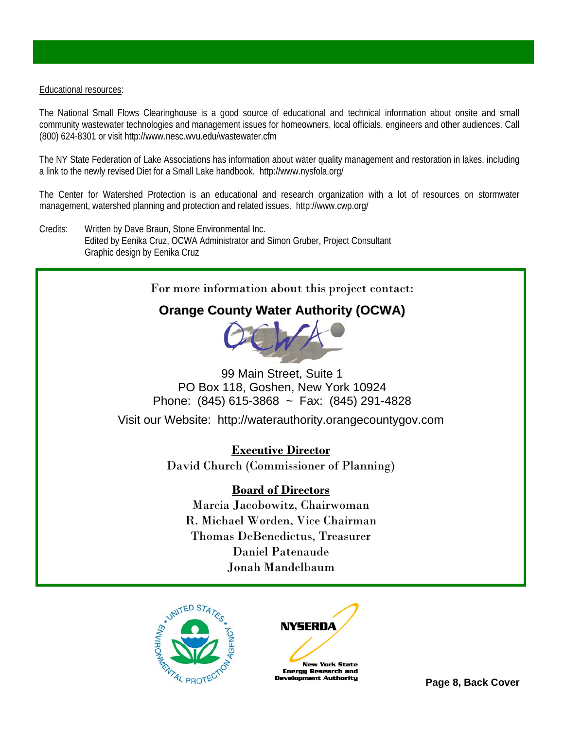Educational resources:

The National Small Flows Clearinghouse is a good source of educational and technical information about onsite and small community wastewater technologies and management issues for homeowners, local officials, engineers and other audiences. Call (800) 624-8301 or visit http://www.nesc.wvu.edu/wastewater.cfm

The NY State Federation of Lake Associations has information about water quality management and restoration in lakes, including a link to the newly revised Diet for a Small Lake handbook. http://www.nysfola.org/

The Center for Watershed Protection is an educational and research organization with a lot of resources on stormwater management, watershed planning and protection and related issues. http://www.cwp.org/

Credits: Written by Dave Braun, Stone Environmental Inc.
Edited by Eenika Cruz, OCWA Administrator and Simon Gruber, Project Consultant
Graphic design by Eenika Cruz

For more information about this project contact:

**Orange County Water Authority (OCWA)**

99 Main Street, Suite 1
PO Box 118, Goshen, New York 10924
Phone: (845) 615-3868 ~ Fax: (845) 291-4828

Visit our Website: http://waterauthority.orangecountygov.com

**Executive Director**
David Church (Commissioner of Planning)

**Board of Directors**
Marcia Jacobowitz, Chairwoman
R. Michael Worden, Vice Chairman
Thomas DeBenedictus, Treasurer
Daniel Patenaude
Jonah Mandelbaum

United States Environmental Protection Agency

NYSERDA
New York State Energy Research and Development Authority

**Page 8, Back Cover**